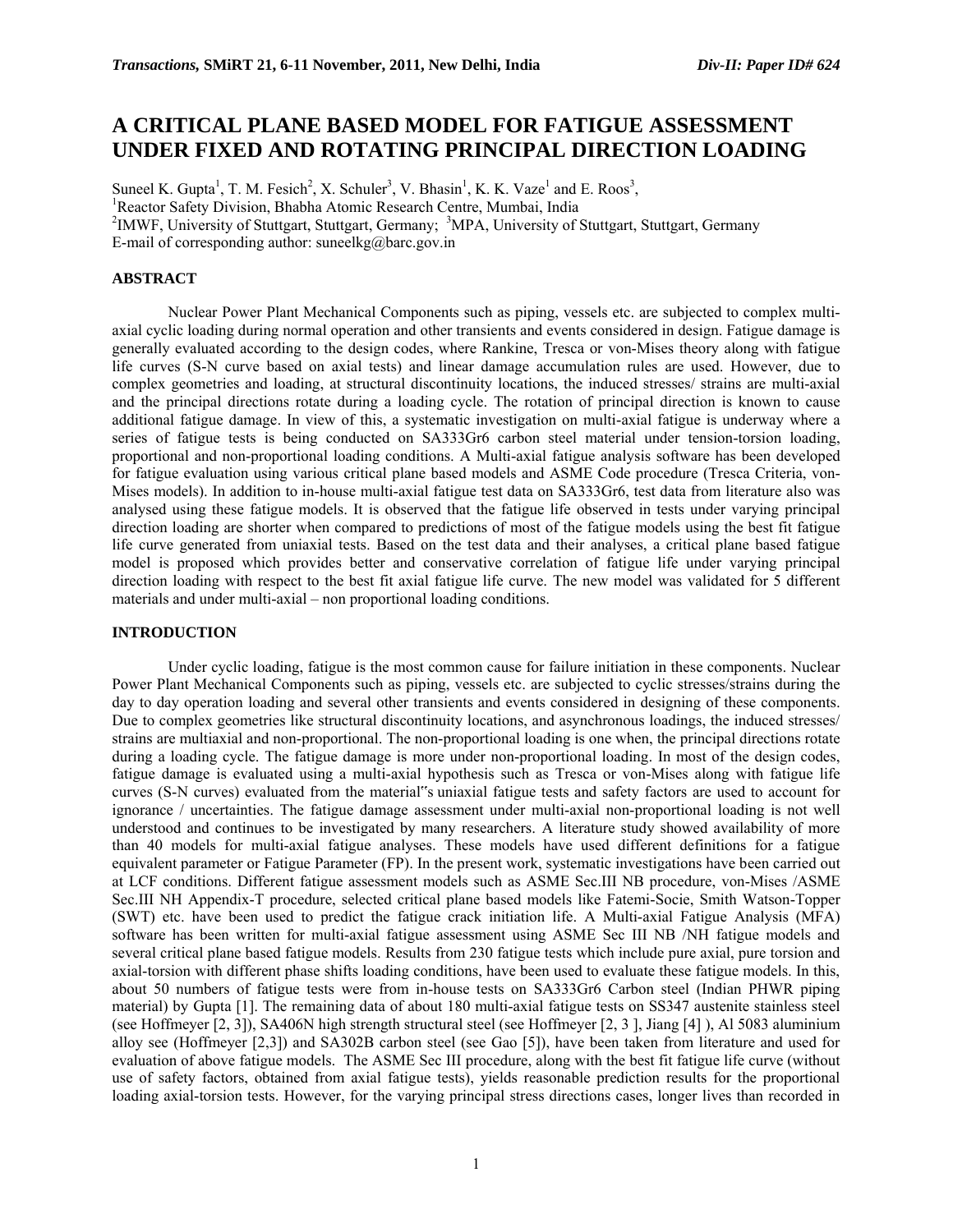# A CRITICAL PLANE BASED MODEL FOR FATIGUE ASSESSMENT UNDER FIXED AND ROTATING PRINCIPAL DIRECTION LOADING

Suneel K. Gupta[1], T. M. Fesich[2], X. Schuler[3], V. Bhasin[1], K. K. Vaze[1] and E. Roos[3],

[1]Reactor Safety Division, Bhabha Atomic Research Centre, Mumbai, India

[2]IMWF, University of Stuttgart, Stuttgart, Germany; [3]MPA, University of Stuttgart, Stuttgart, Germany

E-mail of corresponding author: suneelkg@barc.gov.in

## ABSTRACT

Nuclear Power Plant Mechanical Components such as piping, vessels etc. are subjected to complex multi-axial cyclic loading during normal operation and other transients and events considered in design. Fatigue damage is generally evaluated according to the design codes, where Rankine, Tresca or von-Mises theory along with fatigue life curves (S-N curve based on axial tests) and linear damage accumulation rules are used. However, due to complex geometries and loading, at structural discontinuity locations, the induced stresses/ strains are multi-axial and the principal directions rotate during a loading cycle. The rotation of principal direction is known to cause additional fatigue damage. In view of this, a systematic investigation on multi-axial fatigue is underway where a series of fatigue tests is being conducted on SA333Gr6 carbon steel material under tension-torsion loading, proportional and non-proportional loading conditions. A Multi-axial fatigue analysis software has been developed for fatigue evaluation using various critical plane based models and ASME Code procedure (Tresca Criteria, von-Mises models). In addition to in-house multi-axial fatigue test data on SA333Gr6, test data from literature also was analysed using these fatigue models. It is observed that the fatigue life observed in tests under varying principal direction loading are shorter when compared to predictions of most of the fatigue models using the best fit fatigue life curve generated from uniaxial tests. Based on the test data and their analyses, a critical plane based fatigue model is proposed which provides better and conservative correlation of fatigue life under varying principal direction loading with respect to the best fit axial fatigue life curve. The new model was validated for 5 different materials and under multi-axial – non proportional loading conditions.

## INTRODUCTION

Under cyclic loading, fatigue is the most common cause for failure initiation in these components. Nuclear Power Plant Mechanical Components such as piping, vessels etc. are subjected to cyclic stresses/strains during the day to day operation loading and several other transients and events considered in designing of these components. Due to complex geometries like structural discontinuity locations, and asynchronous loadings, the induced stresses/ strains are multiaxial and non-proportional. The non-proportional loading is one when, the principal directions rotate during a loading cycle. The fatigue damage is more under non-proportional loading. In most of the design codes, fatigue damage is evaluated using a multi-axial hypothesis such as Tresca or von-Mises along with fatigue life curves (S-N curves) evaluated from the material"s uniaxial fatigue tests and safety factors are used to account for ignorance / uncertainties. The fatigue damage assessment under multi-axial non-proportional loading is not well understood and continues to be investigated by many researchers. A literature study showed availability of more than 40 models for multi-axial fatigue analyses. These models have used different definitions for a fatigue equivalent parameter or Fatigue Parameter (FP). In the present work, systematic investigations have been carried out at LCF conditions. Different fatigue assessment models such as ASME Sec.III NB procedure, von-Mises /ASME Sec.III NH Appendix-T procedure, selected critical plane based models like Fatemi-Socie, Smith Watson-Topper (SWT) etc. have been used to predict the fatigue crack initiation life. A Multi-axial Fatigue Analysis (MFA) software has been written for multi-axial fatigue assessment using ASME Sec III NB /NH fatigue models and several critical plane based fatigue models. Results from 230 fatigue tests which include pure axial, pure torsion and axial-torsion with different phase shifts loading conditions, have been used to evaluate these fatigue models. In this, about 50 numbers of fatigue tests were from in-house tests on SA333Gr6 Carbon steel (Indian PHWR piping material) by Gupta [1]. The remaining data of about 180 multi-axial fatigue tests on SS347 austenite stainless steel (see Hoffmeyer [2, 3]), SA406N high strength structural steel (see Hoffmeyer [2, 3 ], Jiang [4] ), Al 5083 aluminium alloy see (Hoffmeyer [2,3]) and SA302B carbon steel (see Gao [5]), have been taken from literature and used for evaluation of above fatigue models. The ASME Sec III procedure, along with the best fit fatigue life curve (without use of safety factors, obtained from axial fatigue tests), yields reasonable prediction results for the proportional loading axial-torsion tests. However, for the varying principal stress directions cases, longer lives than recorded in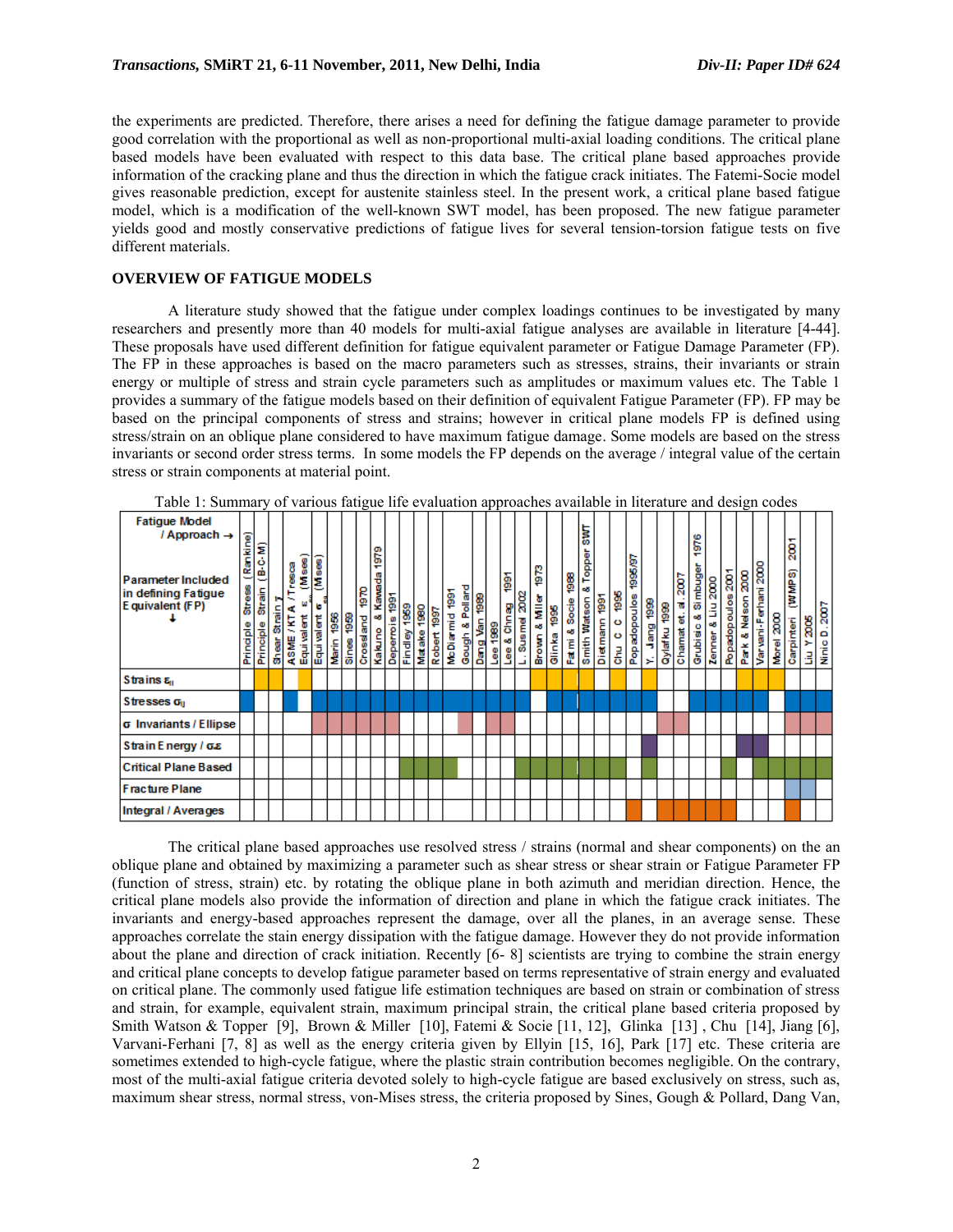the experiments are predicted. Therefore, there arises a need for defining the fatigue damage parameter to provide good correlation with the proportional as well as non-proportional multi-axial loading conditions. The critical plane based models have been evaluated with respect to this data base. The critical plane based approaches provide information of the cracking plane and thus the direction in which the fatigue crack initiates. The Fatemi-Socie model gives reasonable prediction, except for austenite stainless steel. In the present work, a critical plane based fatigue model, which is a modification of the well-known SWT model, has been proposed. The new fatigue parameter yields good and mostly conservative predictions of fatigue lives for several tension-torsion fatigue tests on five different materials.

## OVERVIEW OF FATIGUE MODELS

A literature study showed that the fatigue under complex loadings continues to be investigated by many researchers and presently more than 40 models for multi-axial fatigue analyses are available in literature [4-44]. These proposals have used different definition for fatigue equivalent parameter or Fatigue Damage Parameter (FP). The FP in these approaches is based on the macro parameters such as stresses, strains, their invariants or strain energy or multiple of stress and strain cycle parameters such as amplitudes or maximum values etc. The Table 1 provides a summary of the fatigue models based on their definition of equivalent Fatigue Parameter (FP). FP may be based on the principal components of stress and strains; however in critical plane models FP is defined using stress/strain on an oblique plane considered to have maximum fatigue damage. Some models are based on the stress invariants or second order stress terms. In some models the FP depends on the average / integral value of the certain stress or strain components at material point.

Table 1: Summary of various fatigue life evaluation approaches available in literature and design codes

| Fatigue Model / Approach → <br> Parameter Included in defining Fatigue Equivalent (FP) ↓ | Principle Stress (Rankine) | Principle Strain (B-C-M) | Shear Strain γ | ASME / KTA / Tresca | Equivalent $\varepsilon_{eq}$ (Mises) | Equivalent $\sigma_{eq}$ (Mises) | Marin 1956 | Sines 1959 | Crossland 1970 | Kakuno & Kawada 1979 | Deperrois 1991 | Findley 1959 | Matake 1980 | Robert 1997 | McDiarmid 1991 | Gough & Pollard | Dang Van 1989 | Lee 1989 | Lee & Chnag 1991 | L. Susmel 2002 | Brown & Miller 1973 | Glinka 1995 | Fatmi & Socie 1988 | Smith Watson & Topper SWT | Dietmann 1991 | Chu C C 1995 | Popadopoulos 1995/97 | Y. Jang 1999 | Qylafku 1999 | Chamat et. al. 2007 | Grubisic & Simbuger 1976 | Zenner & Liu 2000 | Popadopoulos 2001 | Park & Nelson 2000 | Varvani-Ferhani 2000 | Morel 2000 | Carpinteri (WMPS) 2001 | Liu Y 2005 | Ninic D. 2007 |
|---|---|---|---|---|---|---|---|---|---|---|---|---|---|---|---|---|---|---|---|---|---|---|---|---|---|---|---|---|---|---|---|---|---|---|---|---|---|---|---|
| Strains $\varepsilon_{ij}$ | | ● | ● | | ● | | | | | | | | | | | | | | | | ● | ● | ● | ● | | ● | | ● | | | | | | ● | ● | ● | | | |
| Stresses $\sigma_{ij}$ | ● | | | ● | | ● | ● | ● | ● | ● | ● | ● | ● | ● | ● | ● | ● | ● | ● | ● | | ● | ● | ● | ● | ● | ● | ● | | | ● | ● | ● | ● | ● | | ● | ● | ● |
| σ Invariants / Ellipse | | | | | | ● | ● | ● | ● | ● | ● | | | | | ● | | ● | ● | | | | | | | | | | ● | ● | | | | | | | ● | ● | ● |
| Strain Energy / σε | | | | | | | | | | | | | | | | | | | | | | | | | | | | ● | | | | | | ● | ● | | | | |
| Critical Plane Based | | | | | | | | | | | | ● | ● | ● | ● | | | | | ● | ● | ● | ● | ● | ● | ● | | ● | | | | | ● | | ● | ● | ● | ● | ● |
| Fracture Plane | | | | | | | | | | | | | | | | | | | | | | | | | | | | | | | | | | | | | ● | ● | |
| Integral / Averages | | | | | | | | | | | | | | | | | | | | | | | | | | | ● | | ● | ● | ● | ● | | | | | ● | | |

The critical plane based approaches use resolved stress / strains (normal and shear components) on the an oblique plane and obtained by maximizing a parameter such as shear stress or shear strain or Fatigue Parameter FP (function of stress, strain) etc. by rotating the oblique plane in both azimuth and meridian direction. Hence, the critical plane models also provide the information of direction and plane in which the fatigue crack initiates. The invariants and energy-based approaches represent the damage, over all the planes, in an average sense. These approaches correlate the stain energy dissipation with the fatigue damage. However they do not provide information about the plane and direction of crack initiation. Recently [6- 8] scientists are trying to combine the strain energy and critical plane concepts to develop fatigue parameter based on terms representative of strain energy and evaluated on critical plane. The commonly used fatigue life estimation techniques are based on strain or combination of stress and strain, for example, equivalent strain, maximum principal strain, the critical plane based criteria proposed by Smith Watson & Topper [9], Brown & Miller [10], Fatemi & Socie [11, 12], Glinka [13] , Chu [14], Jiang [6], Varvani-Ferhani [7, 8] as well as the energy criteria given by Ellyin [15, 16], Park [17] etc. These criteria are sometimes extended to high-cycle fatigue, where the plastic strain contribution becomes negligible. On the contrary, most of the multi-axial fatigue criteria devoted solely to high-cycle fatigue are based exclusively on stress, such as, maximum shear stress, normal stress, von-Mises stress, the criteria proposed by Sines, Gough & Pollard, Dang Van,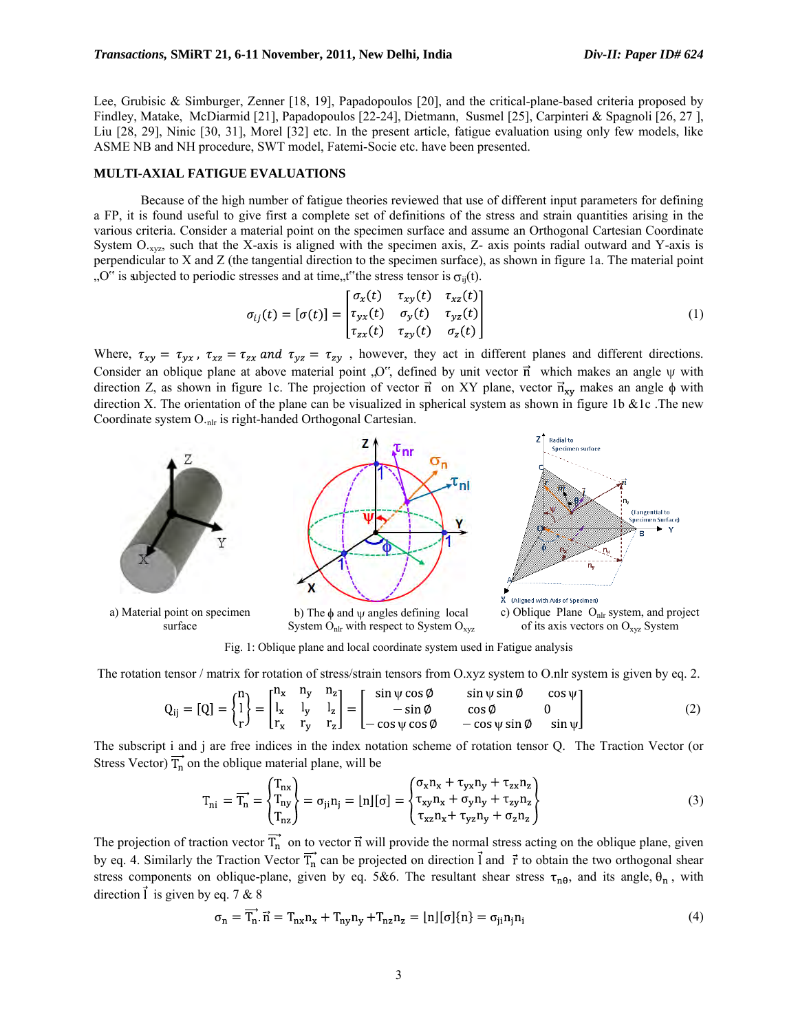Lee, Grubisic & Simburger, Zenner [18, 19], Papadopoulos [20], and the critical-plane-based criteria proposed by Findley, Matake, McDiarmid [21], Papadopoulos [22-24], Dietmann, Susmel [25], Carpinteri & Spagnoli [26, 27 ], Liu [28, 29], Ninic [30, 31], Morel [32] etc. In the present article, fatigue evaluation using only few models, like ASME NB and NH procedure, SWT model, Fatemi-Socie etc. have been presented.

## MULTI-AXIAL FATIGUE EVALUATIONS

Because of the high number of fatigue theories reviewed that use of different input parameters for defining a FP, it is found useful to give first a complete set of definitions of the stress and strain quantities arising in the various criteria. Consider a material point on the specimen surface and assume an Orthogonal Cartesian Coordinate System $O_{.xyz}$, such that the X-axis is aligned with the specimen axis, Z- axis points radial outward and Y-axis is perpendicular to X and Z (the tangential direction to the specimen surface), as shown in figure 1a. The material point „O" is subjected to periodic stresses and at time„t"the stress tensor is $\sigma_{ij}(t)$.

$$\sigma_{ij}(t) = [\sigma(t)] = \begin{bmatrix} \sigma_x(t) & \tau_{xy}(t) & \tau_{xz}(t) \\ \tau_{yx}(t) & \sigma_y(t) & \tau_{yz}(t) \\ \tau_{zx}(t) & \tau_{zy}(t) & \sigma_z(t) \end{bmatrix} \tag{1}$$

Where, $\tau_{xy} = \tau_{yx}$ , $\tau_{xz} = \tau_{zx}$ *and* $\tau_{yz} = \tau_{zy}$ , however, they act in different planes and different directions. Consider an oblique plane at above material point „O", defined by unit vector $\vec{n}$ which makes an angle $\psi$ with direction Z, as shown in figure 1c. The projection of vector $\vec{n}$ on XY plane, vector $\vec{n}_{xy}$ makes an angle $\phi$ with direction X. The orientation of the plane can be visualized in spherical system as shown in figure 1b &1c .The new Coordinate system $O_{.nlr}$ is right-handed Orthogonal Cartesian.

a) Material point on specimen surface

b) The $\phi$ and $\psi$ angles defining local System $O_{nlr}$ with respect to System $O_{xyz}$

c) Oblique Plane $O_{nlr}$ system, and project of its axis vectors on $O_{xyz}$ System

Fig. 1: Oblique plane and local coordinate system used in Fatigue analysis

The rotation tensor / matrix for rotation of stress/strain tensors from O.xyz system to O.nlr system is given by eq. 2.

$$Q_{ij} = [Q] = \begin{Bmatrix} n \\ l \\ r \end{Bmatrix} = \begin{bmatrix} n_x & n_y & n_z \\ l_x & l_y & l_z \\ r_x & r_y & r_z \end{bmatrix} = \begin{bmatrix} \sin\psi\cos\phi & \sin\psi\sin\phi & \cos\psi \\ -\sin\phi & \cos\phi & 0 \\ -\cos\psi\cos\phi & -\cos\psi\sin\phi & \sin\psi \end{bmatrix} \tag{2}$$

The subscript i and j are free indices in the index notation scheme of rotation tensor Q. The Traction Vector (or Stress Vector) $\vec{T_n}$ on the oblique material plane, will be

$$T_{ni} = \vec{T_n} = \begin{Bmatrix} T_{nx} \\ T_{ny} \\ T_{nz} \end{Bmatrix} = \sigma_{ji}n_j = \lfloor n \rfloor [\sigma] = \begin{Bmatrix} \sigma_x n_x + \tau_{yx} n_y + \tau_{zx} n_z \\ \tau_{xy} n_x + \sigma_y n_y + \tau_{zy} n_z \\ \tau_{xz} n_x + \tau_{yz} n_y + \sigma_z n_z \end{Bmatrix} \tag{3}$$

The projection of traction vector $\vec{T_n}$ on to vector $\vec{n}$ will provide the normal stress acting on the oblique plane, given by eq. 4. Similarly the Traction Vector $\vec{T_n}$ can be projected on direction $\vec{l}$ and $\vec{r}$ to obtain the two orthogonal shear stress components on oblique-plane, given by eq. 5&6. The resultant shear stress $\tau_{n\theta}$, and its angle, $\theta_n$ , with direction $\vec{l}$ is given by eq. 7 & 8

$$\sigma_n = \vec{T_n}.\vec{n} = T_{nx}n_x + T_{ny}n_y + T_{nz}n_z = \lfloor n \rfloor [\sigma]\{n\} = \sigma_{ji}n_j n_i \tag{4}$$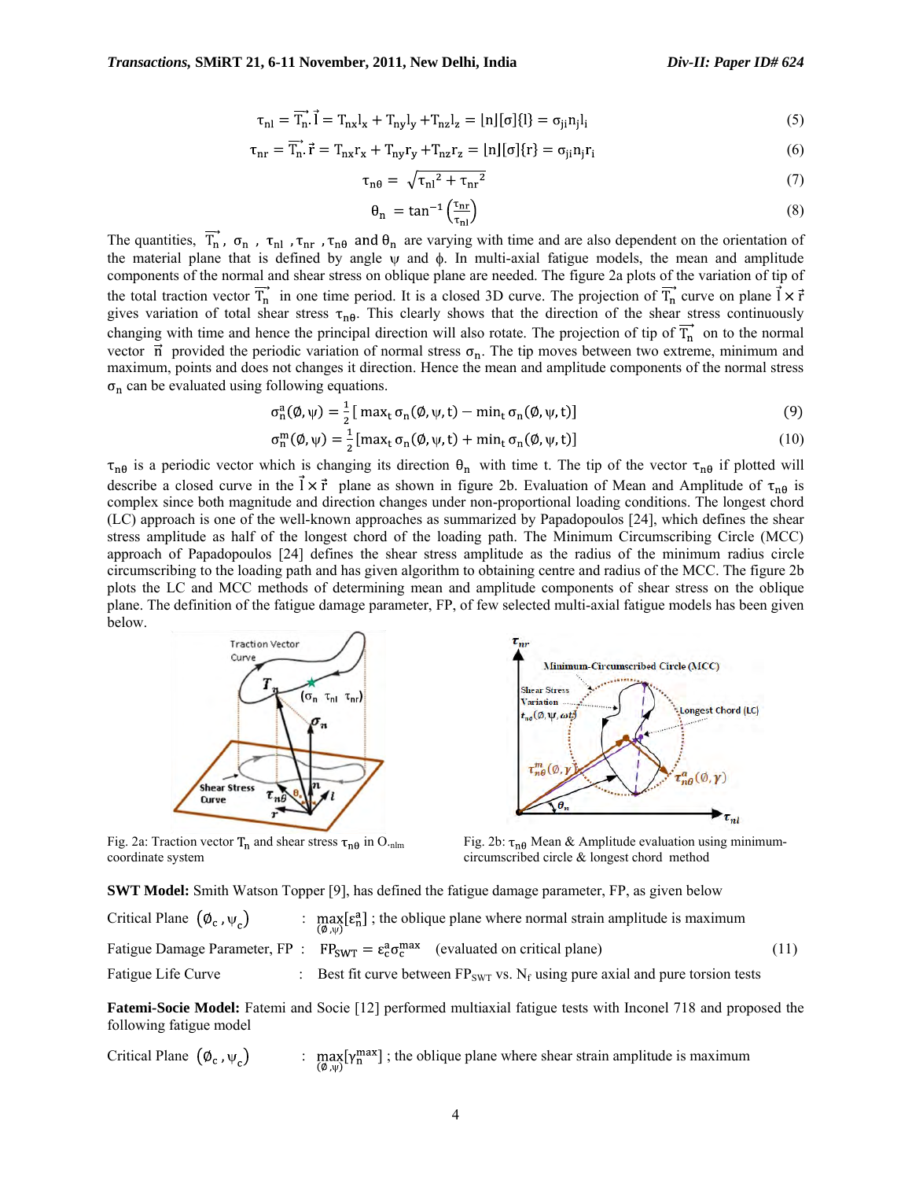$$\tau_{nl} = \overrightarrow{T_n}.\vec{l} = T_{nx}l_x + T_{ny}l_y + T_{nz}l_z = \lfloor n \rfloor [\sigma]\{l\} = \sigma_{ji}n_j l_i \quad (5)$$

$$\tau_{nr} = \overrightarrow{T_n}.\vec{r} = T_{nx}r_x + T_{ny}r_y + T_{nz}r_z = \lfloor n \rfloor [\sigma]\{r\} = \sigma_{ji}n_j r_i \quad (6)$$

$$\tau_{n\theta} = \sqrt{\tau_{nl}{}^2 + \tau_{nr}{}^2} \quad (7)$$

$$\theta_n = \tan^{-1}\left(\frac{\tau_{nr}}{\tau_{nl}}\right) \quad (8)$$

The quantities, $\overrightarrow{T_n}$, $\sigma_n$ , $\tau_{nl}$ , $\tau_{nr}$ , $\tau_{n\theta}$ and $\theta_n$ are varying with time and are also dependent on the orientation of the material plane that is defined by angle $\psi$ and $\phi$. In multi-axial fatigue models, the mean and amplitude components of the normal and shear stress on oblique plane are needed. The figure 2a plots of the variation of tip of the total traction vector $\overrightarrow{T_n}$ in one time period. It is a closed 3D curve. The projection of $\overrightarrow{T_n}$ curve on plane $\vec{l} \times \vec{r}$ gives variation of total shear stress $\tau_{n\theta}$. This clearly shows that the direction of the shear stress continuously changing with time and hence the principal direction will also rotate. The projection of tip of $\overrightarrow{T_n}$ on to the normal vector $\vec{n}$ provided the periodic variation of normal stress $\sigma_n$. The tip moves between two extreme, minimum and maximum, points and does not changes it direction. Hence the mean and amplitude components of the normal stress $\sigma_n$ can be evaluated using following equations.

$$\sigma_n^a(\emptyset,\psi) = \frac{1}{2}[\max_t \sigma_n(\emptyset,\psi,t) - \min_t \sigma_n(\emptyset,\psi,t)] \quad (9)$$

$$\sigma_n^m(\emptyset,\psi) = \frac{1}{2}[\max_t \sigma_n(\emptyset,\psi,t) + \min_t \sigma_n(\emptyset,\psi,t)] \quad (10)$$

$\tau_{n\theta}$ is a periodic vector which is changing its direction $\theta_n$ with time t. The tip of the vector $\tau_{n\theta}$ if plotted will describe a closed curve in the $\vec{l} \times \vec{r}$ plane as shown in figure 2b. Evaluation of Mean and Amplitude of $\tau_{n\theta}$ is complex since both magnitude and direction changes under non-proportional loading conditions. The longest chord (LC) approach is one of the well-known approaches as summarized by Papadopoulos [24], which defines the shear stress amplitude as half of the longest chord of the loading path. The Minimum Circumscribing Circle (MCC) approach of Papadopoulos [24] defines the shear stress amplitude as the radius of the minimum radius circle circumscribing to the loading path and has given algorithm to obtaining centre and radius of the MCC. The figure 2b plots the LC and MCC methods of determining mean and amplitude components of shear stress on the oblique plane. The definition of the fatigue damage parameter, FP, of few selected multi-axial fatigue models has been given below.

Fig. 2a: Traction vector $T_n$ and shear stress $\tau_{n\theta}$ in $O_{\text{-nlm}}$ coordinate system

Fig. 2b: $\tau_{n\theta}$ Mean & Amplitude evaluation using minimum-circumscribed circle & longest chord method

**SWT Model:** Smith Watson Topper [9], has defined the fatigue damage parameter, FP, as given below

| | | |
|---|---|---|
| Critical Plane $(\emptyset_c, \psi_c)$ | : | $\max_{(\emptyset,\psi)}[\varepsilon_n^a]$ ; the oblique plane where normal strain amplitude is maximum |
| Fatigue Damage Parameter, FP | : | $FP_{SWT} = \varepsilon_c^a \sigma_c^{max}$ (evaluated on critical plane) (11) |
| Fatigue Life Curve | : | Best fit curve between $FP_{SWT}$ vs. $N_f$ using pure axial and pure torsion tests |

**Fatemi-Socie Model:** Fatemi and Socie [12] performed multiaxial fatigue tests with Inconel 718 and proposed the following fatigue model

| | | |
|---|---|---|
| Critical Plane $(\emptyset_c, \psi_c)$ | : | $\max_{(\emptyset,\psi)}[\gamma_n^{max}]$ ; the oblique plane where shear strain amplitude is maximum |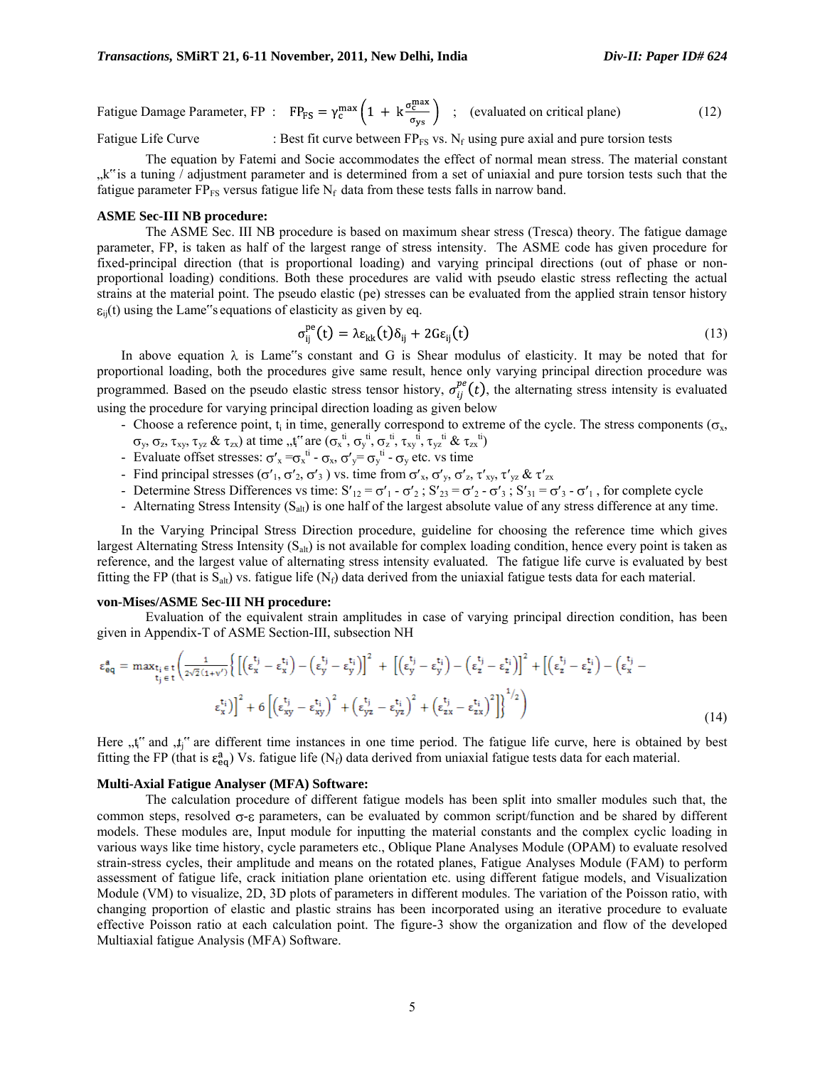Fatigue Damage Parameter, FP : $\mathrm{FP_{FS}} = \gamma_c^{\max}\left(1 + k\frac{\sigma_c^{\max}}{\sigma_{ys}}\right)$ ; (evaluated on critical plane) (12)

Fatigue Life Curve : Best fit curve between $FP_{FS}$ vs. $N_f$ using pure axial and pure torsion tests

The equation by Fatemi and Socie accommodates the effect of normal mean stress. The material constant „k" is a tuning / adjustment parameter and is determined from a set of uniaxial and pure torsion tests such that the fatigue parameter $FP_{FS}$ versus fatigue life $N_f$ data from these tests falls in narrow band.

**ASME Sec-III NB procedure:**

The ASME Sec. III NB procedure is based on maximum shear stress (Tresca) theory. The fatigue damage parameter, FP, is taken as half of the largest range of stress intensity. The ASME code has given procedure for fixed-principal direction (that is proportional loading) and varying principal directions (out of phase or non-proportional loading) conditions. Both these procedures are valid with pseudo elastic stress reflecting the actual strains at the material point. The pseudo elastic (pe) stresses can be evaluated from the applied strain tensor history $\varepsilon_{ij}(t)$ using the Lame"s equations of elasticity as given by eq.

$$\sigma_{ij}^{pe}(t) = \lambda\varepsilon_{kk}(t)\delta_{ij} + 2G\varepsilon_{ij}(t) \tag{13}$$

In above equation $\lambda$ is Lame"s constant and G is Shear modulus of elasticity. It may be noted that for proportional loading, both the procedures give same result, hence only varying principal direction procedure was programmed. Based on the pseudo elastic stress tensor history, $\sigma_{ij}^{pe}(t)$, the alternating stress intensity is evaluated using the procedure for varying principal direction loading as given below

- Choose a reference point, $t_i$ in time, generally correspond to extreme of the cycle. The stress components ($\sigma_x$, $\sigma_y$, $\sigma_z$, $\tau_{xy}$, $\tau_{yz}$ & $\tau_{zx}$) at time „$t_i$" are ($\sigma_x^{ti}$, $\sigma_y^{ti}$, $\sigma_z^{ti}$, $\tau_{xy}^{ti}$, $\tau_{yz}^{ti}$ & $\tau_{zx}^{ti}$)
- Evaluate offset stresses: $\sigma'_x = \sigma_x^{ti} - \sigma_x$, $\sigma'_y = \sigma_y^{ti} - \sigma_y$ etc. vs time
- Find principal stresses ($\sigma'_1$, $\sigma'_2$, $\sigma'_3$ ) vs. time from $\sigma'_x$, $\sigma'_y$, $\sigma'_z$, $\tau'_{xy}$, $\tau'_{yz}$ & $\tau'_{zx}$
- Determine Stress Differences vs time: $S'_{12} = \sigma'_1 - \sigma'_2$ ; $S'_{23} = \sigma'_2 - \sigma'_3$ ; $S'_{31} = \sigma'_3 - \sigma'_1$ , for complete cycle
- Alternating Stress Intensity ($S_{alt}$) is one half of the largest absolute value of any stress difference at any time.

In the Varying Principal Stress Direction procedure, guideline for choosing the reference time which gives largest Alternating Stress Intensity ($S_{alt}$) is not available for complex loading condition, hence every point is taken as reference, and the largest value of alternating stress intensity evaluated. The fatigue life curve is evaluated by best fitting the FP (that is $S_{alt}$) vs. fatigue life ($N_f$) data derived from the uniaxial fatigue tests data for each material.

**von-Mises/ASME Sec-III NH procedure:**

Evaluation of the equivalent strain amplitudes in case of varying principal direction condition, has been given in Appendix-T of ASME Section-III, subsection NH

$$\varepsilon_{eq}^{a} = \max_{\substack{t_i \in t \\ t_j \in t}}\left(\frac{1}{2\sqrt{2}(1+\nu')}\left\{\left[\left(\varepsilon_x^{t_j} - \varepsilon_x^{t_i}\right) - \left(\varepsilon_y^{t_j} - \varepsilon_y^{t_i}\right)\right]^2 + \left[\left(\varepsilon_y^{t_j} - \varepsilon_y^{t_i}\right) - \left(\varepsilon_z^{t_j} - \varepsilon_z^{t_i}\right)\right]^2 + \left[\left(\varepsilon_z^{t_j} - \varepsilon_z^{t_i}\right) - \left(\varepsilon_x^{t_j} - \varepsilon_x^{t_i}\right)\right]^2 + 6\left[\left(\varepsilon_{xy}^{t_j} - \varepsilon_{xy}^{t_i}\right)^2 + \left(\varepsilon_{yz}^{t_j} - \varepsilon_{yz}^{t_i}\right)^2 + \left(\varepsilon_{zx}^{t_j} - \varepsilon_{zx}^{t_i}\right)^2\right]\right\}^{1/2}\right) \tag{14}$$

Here „$t_i$" and „$t_j$" are different time instances in one time period. The fatigue life curve, here is obtained by best fitting the FP (that is $\varepsilon_{eq}^{a}$) Vs. fatigue life ($N_f$) data derived from uniaxial fatigue tests data for each material.

**Multi-Axial Fatigue Analyser (MFA) Software:**

The calculation procedure of different fatigue models has been split into smaller modules such that, the common steps, resolved $\sigma$-$\varepsilon$ parameters, can be evaluated by common script/function and be shared by different models. These modules are, Input module for inputting the material constants and the complex cyclic loading in various ways like time history, cycle parameters etc., Oblique Plane Analyses Module (OPAM) to evaluate resolved strain-stress cycles, their amplitude and means on the rotated planes, Fatigue Analyses Module (FAM) to perform assessment of fatigue life, crack initiation plane orientation etc. using different fatigue models, and Visualization Module (VM) to visualize, 2D, 3D plots of parameters in different modules. The variation of the Poisson ratio, with changing proportion of elastic and plastic strains has been incorporated using an iterative procedure to evaluate effective Poisson ratio at each calculation point. The figure-3 show the organization and flow of the developed Multiaxial fatigue Analysis (MFA) Software.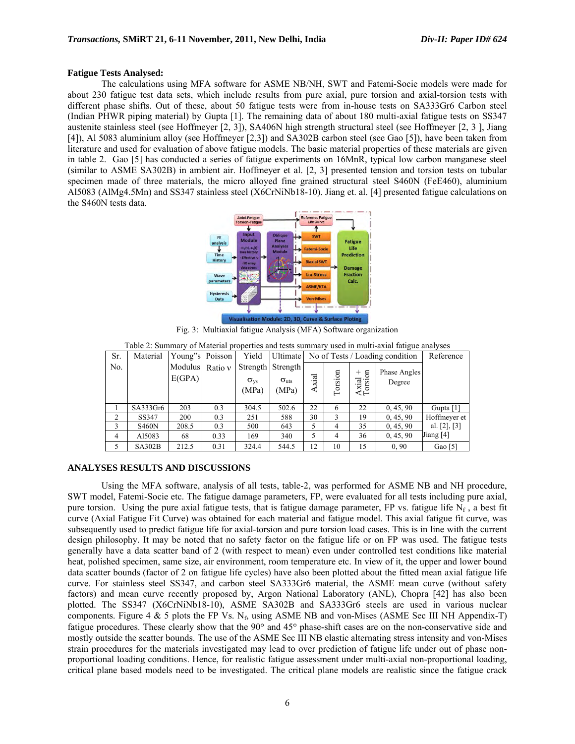**Fatigue Tests Analysed:**

The calculations using MFA software for ASME NB/NH, SWT and Fatemi-Socie models were made for about 230 fatigue test data sets, which include results from pure axial, pure torsion and axial-torsion tests with different phase shifts. Out of these, about 50 fatigue tests were from in-house tests on SA333Gr6 Carbon steel (Indian PHWR piping material) by Gupta [1]. The remaining data of about 180 multi-axial fatigue tests on SS347 austenite stainless steel (see Hoffmeyer [2, 3]), SA406N high strength structural steel (see Hoffmeyer [2, 3 ], Jiang [4]), Al 5083 aluminium alloy (see Hoffmeyer [2,3]) and SA302B carbon steel (see Gao [5]), have been taken from literature and used for evaluation of above fatigue models. The basic material properties of these materials are given in table 2. Gao [5] has conducted a series of fatigue experiments on 16MnR, typical low carbon manganese steel (similar to ASME SA302B) in ambient air. Hoffmeyer et al. [2, 3] presented tension and torsion tests on tubular specimen made of three materials, the micro alloyed fine grained structural steel S460N (FeE460), aluminium Al5083 (AlMg4.5Mn) and SS347 stainless steel (X6CrNiNb18-10). Jiang et. al. [4] presented fatigue calculations on the S460N tests data.

Fig. 3: Multiaxial fatigue Analysis (MFA) Software organization

Table 2: Summary of Material properties and tests summary used in multi-axial fatigue analyses

| Sr. No. | Material | Young"s Modulus E(GPA) | Poisson Ratio ν | Yield Strength $\sigma_{ys}$ (MPa) | Ultimate Strength $\sigma_{uts}$ (MPa) | No of Tests / Loading condition | | | | Reference |
|---|---|---|---|---|---|---|---|---|---|---|
| | | | | | | Axial | Torsion | Axial + Torsion | Phase Angles Degree | |
| 1 | SA333Gr6 | 203 | 0.3 | 304.5 | 502.6 | 22 | 6 | 22 | 0, 45, 90 | Gupta [1] |
| 2 | SS347 | 200 | 0.3 | 251 | 588 | 30 | 3 | 19 | 0, 45, 90 | Hoffmeyer et al. [2], [3] Jiang [4] |
| 3 | S460N | 208.5 | 0.3 | 500 | 643 | 5 | 4 | 35 | 0, 45, 90 | |
| 4 | Al5083 | 68 | 0.33 | 169 | 340 | 5 | 4 | 36 | 0, 45, 90 | |
| 5 | SA302B | 212.5 | 0.31 | 324.4 | 544.5 | 12 | 10 | 15 | 0, 90 | Gao [5] |

## ANALYSES RESULTS AND DISCUSSIONS

Using the MFA software, analysis of all tests, table-2, was performed for ASME NB and NH procedure, SWT model, Fatemi-Socie etc. The fatigue damage parameters, FP, were evaluated for all tests including pure axial, pure torsion. Using the pure axial fatigue tests, that is fatigue damage parameter, FP vs. fatigue life $N_f$ , a best fit curve (Axial Fatigue Fit Curve) was obtained for each material and fatigue model. This axial fatigue fit curve, was subsequently used to predict fatigue life for axial-torsion and pure torsion load cases. This is in line with the current design philosophy. It may be noted that no safety factor on the fatigue life or on FP was used. The fatigue tests generally have a data scatter band of 2 (with respect to mean) even under controlled test conditions like material heat, polished specimen, same size, air environment, room temperature etc. In view of it, the upper and lower bound data scatter bounds (factor of 2 on fatigue life cycles) have also been plotted about the fitted mean axial fatigue life curve. For stainless steel SS347, and carbon steel SA333Gr6 material, the ASME mean curve (without safety factors) and mean curve recently proposed by, Argon National Laboratory (ANL), Chopra [42] has also been plotted. The SS347 (X6CrNiNb18-10), ASME SA302B and SA333Gr6 steels are used in various nuclear components. Figure 4 & 5 plots the FP Vs. $N_f$, using ASME NB and von-Mises (ASME Sec III NH Appendix-T) fatigue procedures. These clearly show that the 90° and 45° phase-shift cases are on the non-conservative side and mostly outside the scatter bounds. The use of the ASME Sec III NB elastic alternating stress intensity and von-Mises strain procedures for the materials investigated may lead to over prediction of fatigue life under out of phase non-proportional loading conditions. Hence, for realistic fatigue assessment under multi-axial non-proportional loading, critical plane based models need to be investigated. The critical plane models are realistic since the fatigue crack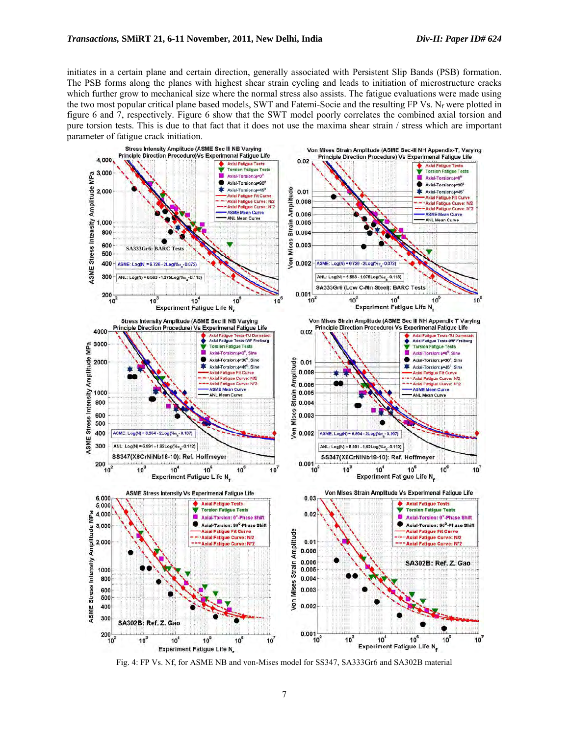initiates in a certain plane and certain direction, generally associated with Persistent Slip Bands (PSB) formation. The PSB forms along the planes with highest shear strain cycling and leads to initiation of microstructure cracks which further grow to mechanical size where the normal stress also assists. The fatigue evaluations were made using the two most popular critical plane based models, SWT and Fatemi-Socie and the resulting FP Vs. $N_f$ were plotted in figure 6 and 7, respectively. Figure 6 show that the SWT model poorly correlates the combined axial torsion and pure torsion tests. This is due to that fact that it does not use the maxima shear strain / stress which are important parameter of fatigue crack initiation.

Fig. 4: FP Vs. Nf, for ASME NB and von-Mises model for SS347, SA333Gr6 and SA302B material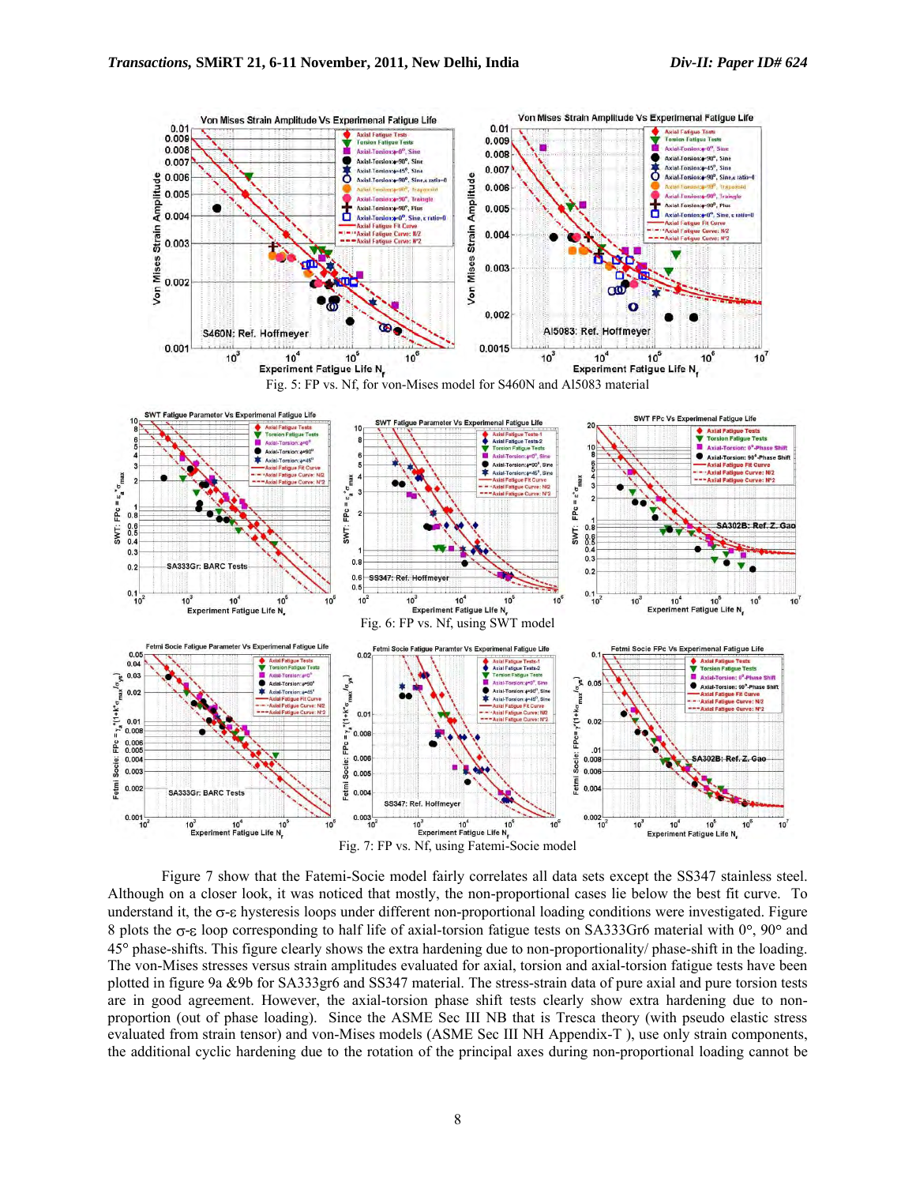Fig. 5: FP vs. Nf, for von-Mises model for S460N and Al5083 material

Fig. 6: FP vs. Nf, using SWT model

Fig. 7: FP vs. Nf, using Fatemi-Socie model

Figure 7 show that the Fatemi-Socie model fairly correlates all data sets except the SS347 stainless steel. Although on a closer look, it was noticed that mostly, the non-proportional cases lie below the best fit curve. To understand it, the σ-ε hysteresis loops under different non-proportional loading conditions were investigated. Figure 8 plots the σ-ε loop corresponding to half life of axial-torsion fatigue tests on SA333Gr6 material with 0°, 90° and 45° phase-shifts. This figure clearly shows the extra hardening due to non-proportionality/ phase-shift in the loading. The von-Mises stresses versus strain amplitudes evaluated for axial, torsion and axial-torsion fatigue tests have been plotted in figure 9a &9b for SA333gr6 and SS347 material. The stress-strain data of pure axial and pure torsion tests are in good agreement. However, the axial-torsion phase shift tests clearly show extra hardening due to non-proportion (out of phase loading). Since the ASME Sec III NB that is Tresca theory (with pseudo elastic stress evaluated from strain tensor) and von-Mises models (ASME Sec III NH Appendix-T ), use only strain components, the additional cyclic hardening due to the rotation of the principal axes during non-proportional loading cannot be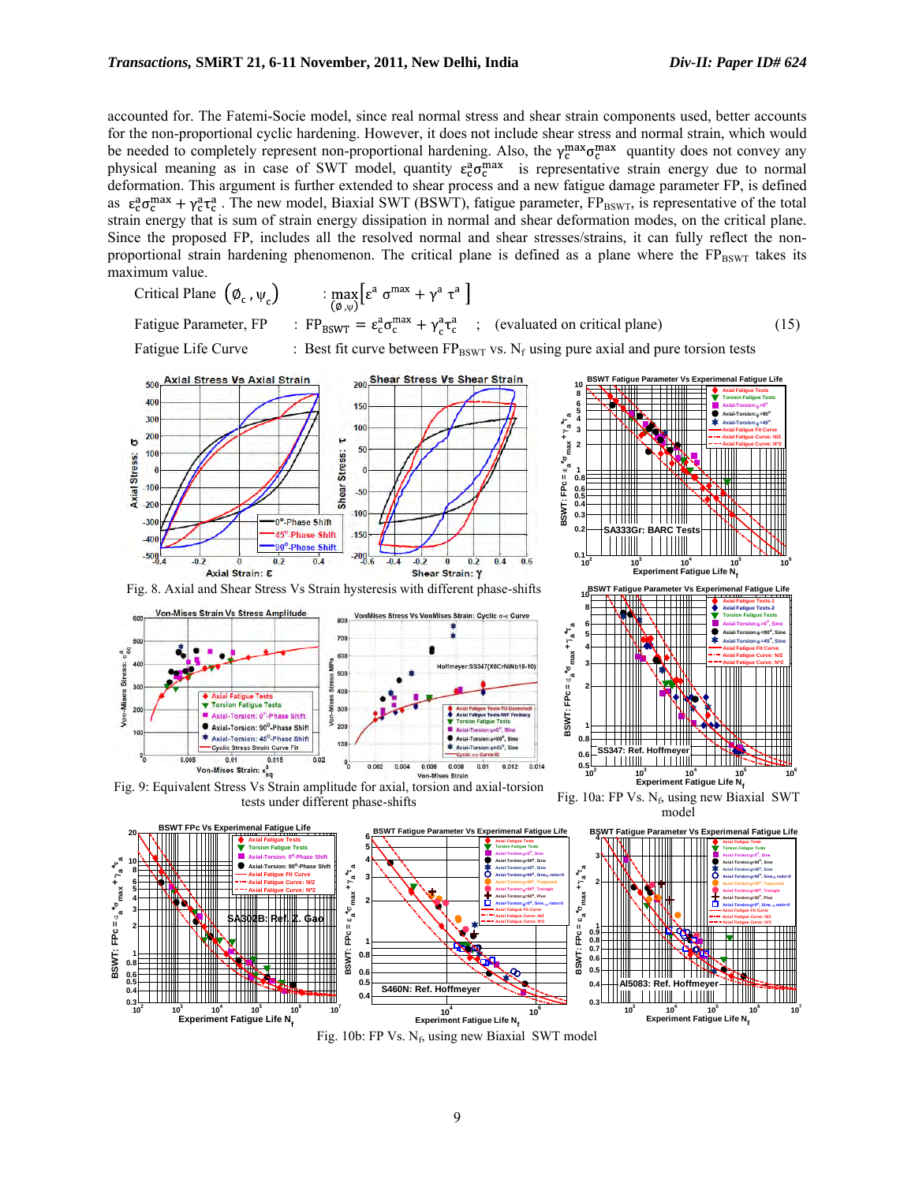accounted for. The Fatemi-Socie model, since real normal stress and shear strain components used, better accounts for the non-proportional cyclic hardening. However, it does not include shear stress and normal strain, which would be needed to completely represent non-proportional hardening. Also, the $\gamma_c^{max}\sigma_c^{max}$ quantity does not convey any physical meaning as in case of SWT model, quantity $\varepsilon_c^{a}\sigma_c^{max}$ is representative strain energy due to normal deformation. This argument is further extended to shear process and a new fatigue damage parameter FP, is defined as $\varepsilon_c^{a}\sigma_c^{max} + \gamma_c^{a}\tau_c^{a}$ . The new model, Biaxial SWT (BSWT), fatigue parameter, $FP_{BSWT}$, is representative of the total strain energy that is sum of strain energy dissipation in normal and shear deformation modes, on the critical plane. Since the proposed FP, includes all the resolved normal and shear stresses/strains, it can fully reflect the non-proportional strain hardening phenomenon. The critical plane is defined as a plane where the $FP_{BSWT}$ takes its maximum value.

Critical Plane $(\phi_c, \psi_c)$ : $\max_{(\phi,\psi)}\left[\varepsilon^{a}\ \sigma^{max} + \gamma^{a}\ \tau^{a}\right]$

Fatigue Parameter, FP : $FP_{BSWT} = \varepsilon_c^{a}\sigma_c^{max} + \gamma_c^{a}\tau_c^{a}$ ; (evaluated on critical plane) (15)

Fatigue Life Curve : Best fit curve between $FP_{BSWT}$ vs. $N_f$ using pure axial and pure torsion tests

Fig. 8. Axial and Shear Stress Vs Strain hysteresis with different phase-shifts

Fig. 9: Equivalent Stress Vs Strain amplitude for axial, torsion and axial-torsion tests under different phase-shifts

Fig. 10a: FP Vs. $N_f$, using new Biaxial SWT model

Fig. 10b: FP Vs. $N_f$, using new Biaxial SWT model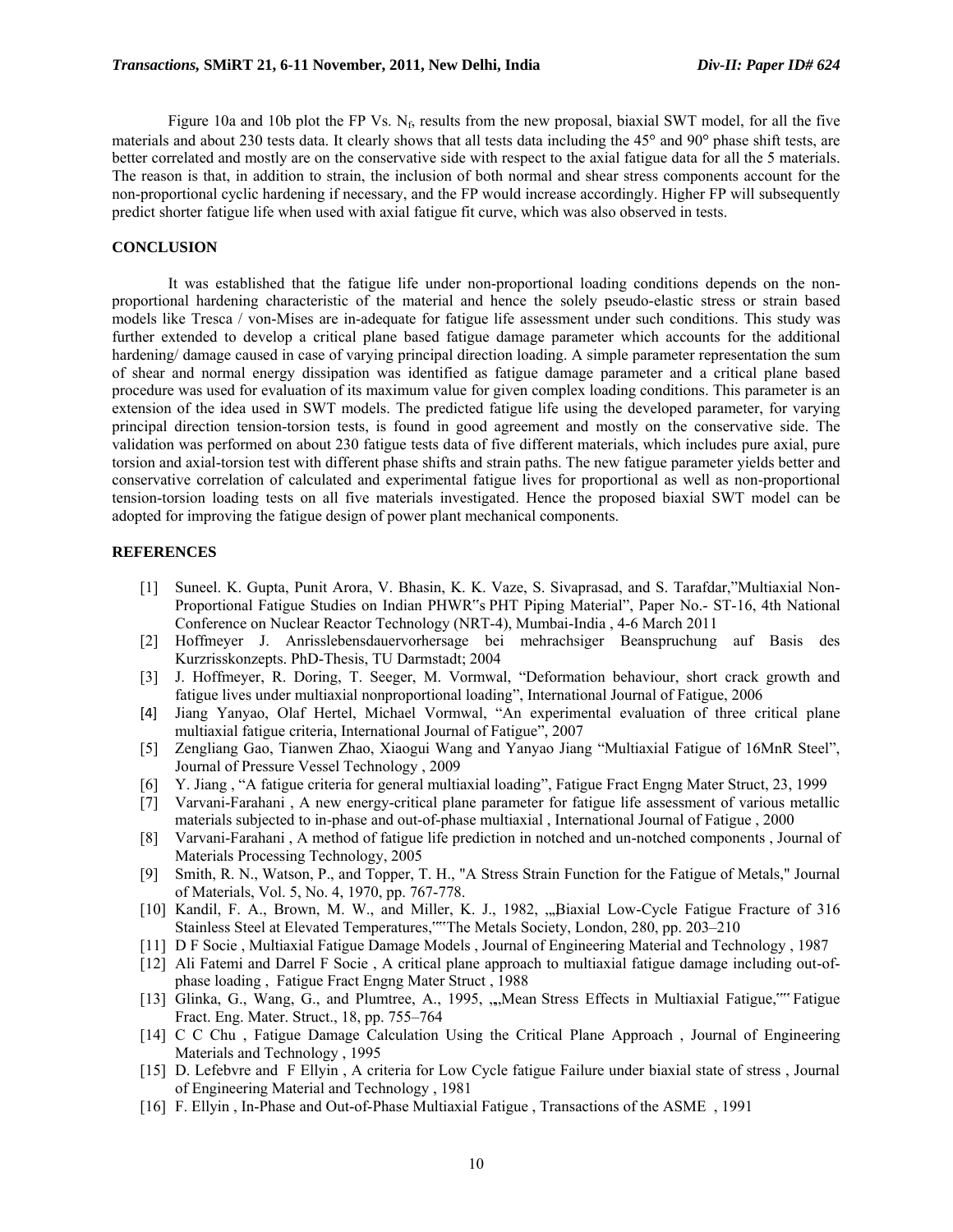Figure 10a and 10b plot the FP Vs. $N_f$, results from the new proposal, biaxial SWT model, for all the five materials and about 230 tests data. It clearly shows that all tests data including the 45° and 90° phase shift tests, are better correlated and mostly are on the conservative side with respect to the axial fatigue data for all the 5 materials. The reason is that, in addition to strain, the inclusion of both normal and shear stress components account for the non-proportional cyclic hardening if necessary, and the FP would increase accordingly. Higher FP will subsequently predict shorter fatigue life when used with axial fatigue fit curve, which was also observed in tests.

## CONCLUSION

It was established that the fatigue life under non-proportional loading conditions depends on the non-proportional hardening characteristic of the material and hence the solely pseudo-elastic stress or strain based models like Tresca / von-Mises are in-adequate for fatigue life assessment under such conditions. This study was further extended to develop a critical plane based fatigue damage parameter which accounts for the additional hardening/ damage caused in case of varying principal direction loading. A simple parameter representation the sum of shear and normal energy dissipation was identified as fatigue damage parameter and a critical plane based procedure was used for evaluation of its maximum value for given complex loading conditions. This parameter is an extension of the idea used in SWT models. The predicted fatigue life using the developed parameter, for varying principal direction tension-torsion tests, is found in good agreement and mostly on the conservative side. The validation was performed on about 230 fatigue tests data of five different materials, which includes pure axial, pure torsion and axial-torsion test with different phase shifts and strain paths. The new fatigue parameter yields better and conservative correlation of calculated and experimental fatigue lives for proportional as well as non-proportional tension-torsion loading tests on all five materials investigated. Hence the proposed biaxial SWT model can be adopted for improving the fatigue design of power plant mechanical components.

## REFERENCES

[1] Suneel. K. Gupta, Punit Arora, V. Bhasin, K. K. Vaze, S. Sivaprasad, and S. Tarafdar,"Multiaxial Non-Proportional Fatigue Studies on Indian PHWR"s PHT Piping Material", Paper No.- ST-16, 4th National Conference on Nuclear Reactor Technology (NRT-4), Mumbai-India , 4-6 March 2011

[2] Hoffmeyer J. Anrisslebensdauervorhersage bei mehrachsiger Beanspruchung auf Basis des Kurzrisskonzepts. PhD-Thesis, TU Darmstadt; 2004

[3] J. Hoffmeyer, R. Doring, T. Seeger, M. Vormwal, "Deformation behaviour, short crack growth and fatigue lives under multiaxial nonproportional loading", International Journal of Fatigue, 2006

[4] Jiang Yanyao, Olaf Hertel, Michael Vormwal, "An experimental evaluation of three critical plane multiaxial fatigue criteria, International Journal of Fatigue", 2007

[5] Zengliang Gao, Tianwen Zhao, Xiaogui Wang and Yanyao Jiang "Multiaxial Fatigue of 16MnR Steel", Journal of Pressure Vessel Technology , 2009

[6] Y. Jiang , "A fatigue criteria for general multiaxial loading", Fatigue Fract Engng Mater Struct, 23, 1999

[7] Varvani-Farahani , A new energy-critical plane parameter for fatigue life assessment of various metallic materials subjected to in-phase and out-of-phase multiaxial , International Journal of Fatigue , 2000

[8] Varvani-Farahani , A method of fatigue life prediction in notched and un-notched components , Journal of Materials Processing Technology, 2005

[9] Smith, R. N., Watson, P., and Topper, T. H., "A Stress Strain Function for the Fatigue of Metals," Journal of Materials, Vol. 5, No. 4, 1970, pp. 767-778.

[10] Kandil, F. A., Brown, M. W., and Miller, K. J., 1982, „„Biaxial Low-Cycle Fatigue Fracture of 316 Stainless Steel at Elevated Temperatures,"" The Metals Society, London, 280, pp. 203–210

[11] D F Socie , Multiaxial Fatigue Damage Models , Journal of Engineering Material and Technology , 1987

[12] Ali Fatemi and Darrel F Socie , A critical plane approach to multiaxial fatigue damage including out-of-phase loading , Fatigue Fract Engng Mater Struct , 1988

[13] Glinka, G., Wang, G., and Plumtree, A., 1995, „„Mean Stress Effects in Multiaxial Fatigue,"" Fatigue Fract. Eng. Mater. Struct., 18, pp. 755–764

[14] C C Chu , Fatigue Damage Calculation Using the Critical Plane Approach , Journal of Engineering Materials and Technology , 1995

[15] D. Lefebvre and F Ellyin , A criteria for Low Cycle fatigue Failure under biaxial state of stress , Journal of Engineering Material and Technology , 1981

[16] F. Ellyin , In-Phase and Out-of-Phase Multiaxial Fatigue , Transactions of the ASME , 1991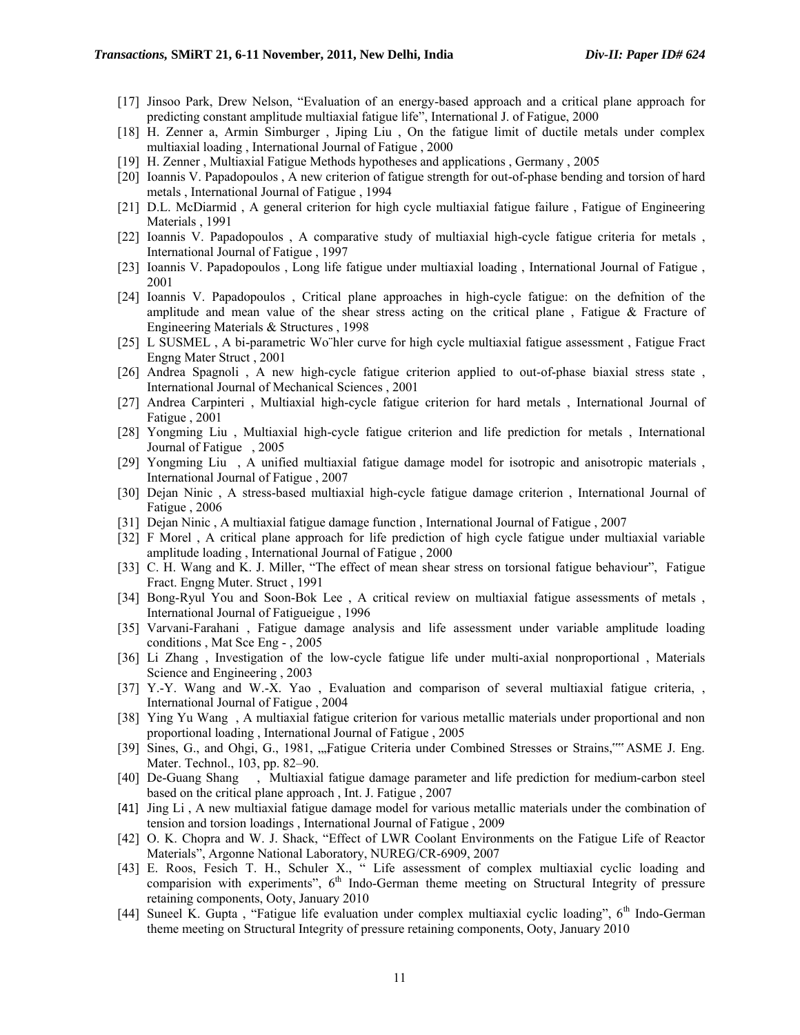[17] Jinsoo Park, Drew Nelson, "Evaluation of an energy-based approach and a critical plane approach for predicting constant amplitude multiaxial fatigue life", International J. of Fatigue, 2000

[18] H. Zenner a, Armin Simburger , Jiping Liu , On the fatigue limit of ductile metals under complex multiaxial loading , International Journal of Fatigue , 2000

[19] H. Zenner , Multiaxial Fatigue Methods hypotheses and applications , Germany , 2005

[20] Ioannis V. Papadopoulos , A new criterion of fatigue strength for out-of-phase bending and torsion of hard metals , International Journal of Fatigue , 1994

[21] D.L. McDiarmid , A general criterion for high cycle multiaxial fatigue failure , Fatigue of Engineering Materials , 1991

[22] Ioannis V. Papadopoulos , A comparative study of multiaxial high-cycle fatigue criteria for metals , International Journal of Fatigue , 1997

[23] Ioannis V. Papadopoulos , Long life fatigue under multiaxial loading , International Journal of Fatigue , 2001

[24] Ioannis V. Papadopoulos , Critical plane approaches in high-cycle fatigue: on the defnition of the amplitude and mean value of the shear stress acting on the critical plane , Fatigue & Fracture of Engineering Materials & Structures , 1998

[25] L SUSMEL , A bi-parametric Wo¨hler curve for high cycle multiaxial fatigue assessment , Fatigue Fract Engng Mater Struct , 2001

[26] Andrea Spagnoli , A new high-cycle fatigue criterion applied to out-of-phase biaxial stress state , International Journal of Mechanical Sciences , 2001

[27] Andrea Carpinteri , Multiaxial high-cycle fatigue criterion for hard metals , International Journal of Fatigue , 2001

[28] Yongming Liu , Multiaxial high-cycle fatigue criterion and life prediction for metals , International Journal of Fatigue , 2005

[29] Yongming Liu , A unified multiaxial fatigue damage model for isotropic and anisotropic materials , International Journal of Fatigue , 2007

[30] Dejan Ninic , A stress-based multiaxial high-cycle fatigue damage criterion , International Journal of Fatigue , 2006

[31] Dejan Ninic , A multiaxial fatigue damage function , International Journal of Fatigue , 2007

[32] F Morel , A critical plane approach for life prediction of high cycle fatigue under multiaxial variable amplitude loading , International Journal of Fatigue , 2000

[33] C. H. Wang and K. J. Miller, "The effect of mean shear stress on torsional fatigue behaviour", Fatigue Fract. Engng Muter. Struct , 1991

[34] Bong-Ryul You and Soon-Bok Lee , A critical review on multiaxial fatigue assessments of metals , International Journal of Fatigueigue , 1996

[35] Varvani-Farahani , Fatigue damage analysis and life assessment under variable amplitude loading conditions , Mat Sce Eng - , 2005

[36] Li Zhang , Investigation of the low-cycle fatigue life under multi-axial nonproportional , Materials Science and Engineering , 2003

[37] Y.-Y. Wang and W.-X. Yao , Evaluation and comparison of several multiaxial fatigue criteria, , International Journal of Fatigue , 2004

[38] Ying Yu Wang , A multiaxial fatigue criterion for various metallic materials under proportional and non proportional loading , International Journal of Fatigue , 2005

[39] Sines, G., and Ohgi, G., 1981, „„Fatigue Criteria under Combined Stresses or Strains,"" ASME J. Eng. Mater. Technol., 103, pp. 82–90.

[40] De-Guang Shang , Multiaxial fatigue damage parameter and life prediction for medium-carbon steel based on the critical plane approach , Int. J. Fatigue , 2007

[41] Jing Li , A new multiaxial fatigue damage model for various metallic materials under the combination of tension and torsion loadings , International Journal of Fatigue , 2009

[42] O. K. Chopra and W. J. Shack, "Effect of LWR Coolant Environments on the Fatigue Life of Reactor Materials", Argonne National Laboratory, NUREG/CR-6909, 2007

[43] E. Roos, Fesich T. H., Schuler X., " Life assessment of complex multiaxial cyclic loading and comparision with experiments", 6th Indo-German theme meeting on Structural Integrity of pressure retaining components, Ooty, January 2010

[44] Suneel K. Gupta , "Fatigue life evaluation under complex multiaxial cyclic loading", 6th Indo-German theme meeting on Structural Integrity of pressure retaining components, Ooty, January 2010